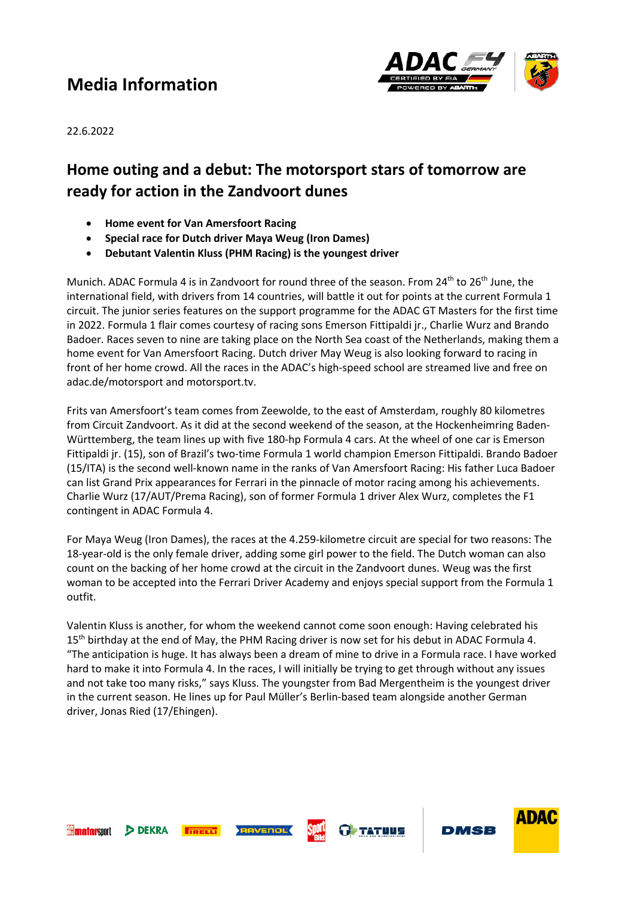# Media Information

22.6.2022

## Home outing and a debut: The motorsport stars of tomorrow are ready for action in the Zandvoort dunes

- **Home event for Van Amersfoort Racing**
- **Special race for Dutch driver Maya Weug (Iron Dames)**
- **Debutant Valentin Kluss (PHM Racing) is the youngest driver**

Munich. ADAC Formula 4 is in Zandvoort for round three of the season. From 24th to 26th June, the international field, with drivers from 14 countries, will battle it out for points at the current Formula 1 circuit. The junior series features on the support programme for the ADAC GT Masters for the first time in 2022. Formula 1 flair comes courtesy of racing sons Emerson Fittipaldi jr., Charlie Wurz and Brando Badoer. Races seven to nine are taking place on the North Sea coast of the Netherlands, making them a home event for Van Amersfoort Racing. Dutch driver May Weug is also looking forward to racing in front of her home crowd. All the races in the ADAC's high-speed school are streamed live and free on adac.de/motorsport and motorsport.tv.

Frits van Amersfoort's team comes from Zeewolde, to the east of Amsterdam, roughly 80 kilometres from Circuit Zandvoort. As it did at the second weekend of the season, at the Hockenheimring Baden-Württemberg, the team lines up with five 180-hp Formula 4 cars. At the wheel of one car is Emerson Fittipaldi jr. (15), son of Brazil's two-time Formula 1 world champion Emerson Fittipaldi. Brando Badoer (15/ITA) is the second well-known name in the ranks of Van Amersfoort Racing: His father Luca Badoer can list Grand Prix appearances for Ferrari in the pinnacle of motor racing among his achievements. Charlie Wurz (17/AUT/Prema Racing), son of former Formula 1 driver Alex Wurz, completes the F1 contingent in ADAC Formula 4.

For Maya Weug (Iron Dames), the races at the 4.259-kilometre circuit are special for two reasons: The 18-year-old is the only female driver, adding some girl power to the field. The Dutch woman can also count on the backing of her home crowd at the circuit in the Zandvoort dunes. Weug was the first woman to be accepted into the Ferrari Driver Academy and enjoys special support from the Formula 1 outfit.

Valentin Kluss is another, for whom the weekend cannot come soon enough: Having celebrated his 15th birthday at the end of May, the PHM Racing driver is now set for his debut in ADAC Formula 4. "The anticipation is huge. It has always been a dream of mine to drive in a Formula race. I have worked hard to make it into Formula 4. In the races, I will initially be trying to get through without any issues and not take too many risks," says Kluss. The youngster from Bad Mergentheim is the youngest driver in the current season. He lines up for Paul Müller's Berlin-based team alongside another German driver, Jonas Ried (17/Ehingen).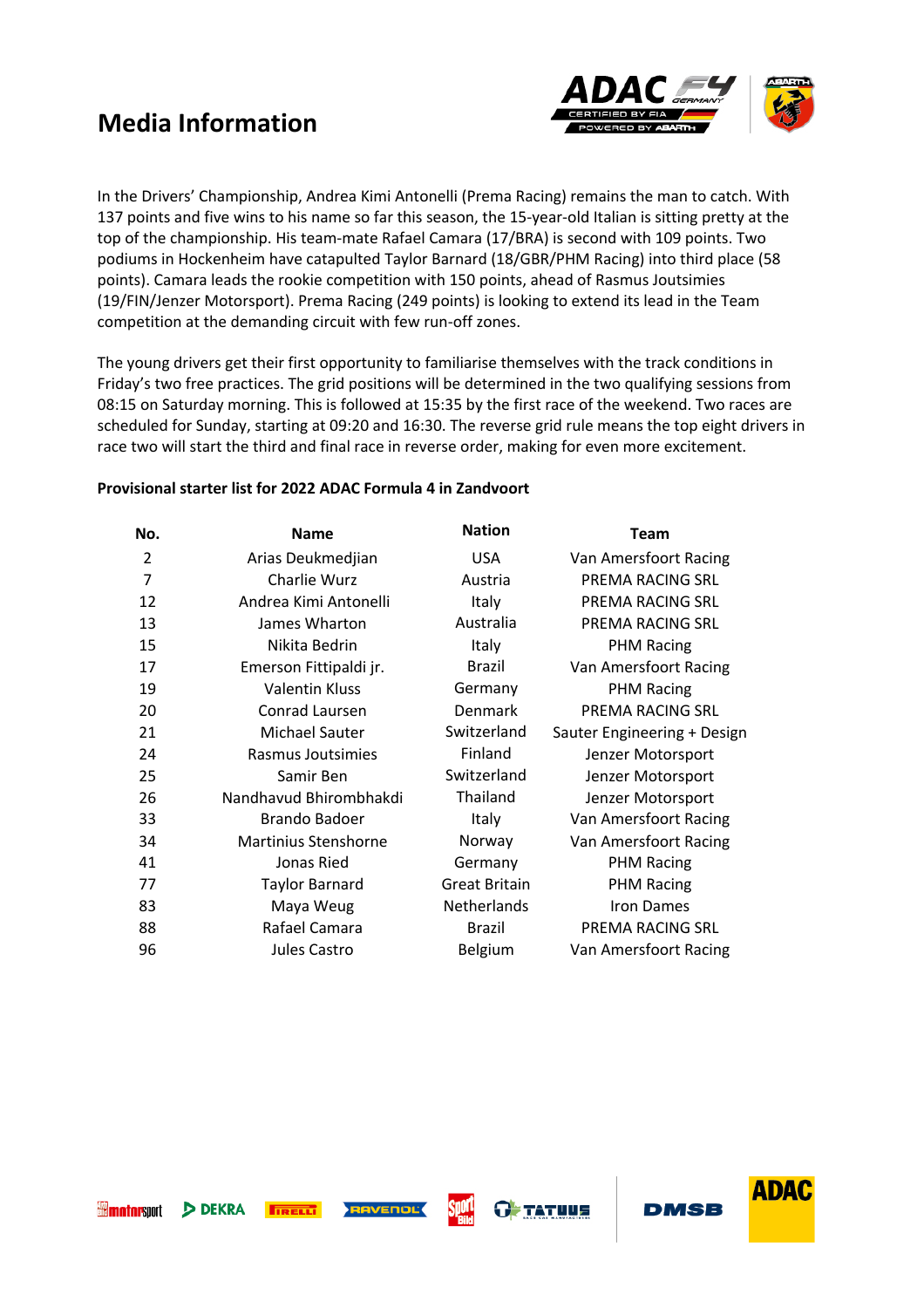## Media Information

In the Drivers' Championship, Andrea Kimi Antonelli (Prema Racing) remains the man to catch. With 137 points and five wins to his name so far this season, the 15-year-old Italian is sitting pretty at the top of the championship. His team-mate Rafael Camara (17/BRA) is second with 109 points. Two podiums in Hockenheim have catapulted Taylor Barnard (18/GBR/PHM Racing) into third place (58 points). Camara leads the rookie competition with 150 points, ahead of Rasmus Joutsimies (19/FIN/Jenzer Motorsport). Prema Racing (249 points) is looking to extend its lead in the Team competition at the demanding circuit with few run-off zones.

The young drivers get their first opportunity to familiarise themselves with the track conditions in Friday's two free practices. The grid positions will be determined in the two qualifying sessions from 08:15 on Saturday morning. This is followed at 15:35 by the first race of the weekend. Two races are scheduled for Sunday, starting at 09:20 and 16:30. The reverse grid rule means the top eight drivers in race two will start the third and final race in reverse order, making for even more excitement.

**Provisional starter list for 2022 ADAC Formula 4 in Zandvoort**

| No. | Name | Nation | Team |
|---|---|---|---|
| 2 | Arias Deukmedjian | USA | Van Amersfoort Racing |
| 7 | Charlie Wurz | Austria | PREMA RACING SRL |
| 12 | Andrea Kimi Antonelli | Italy | PREMA RACING SRL |
| 13 | James Wharton | Australia | PREMA RACING SRL |
| 15 | Nikita Bedrin | Italy | PHM Racing |
| 17 | Emerson Fittipaldi jr. | Brazil | Van Amersfoort Racing |
| 19 | Valentin Kluss | Germany | PHM Racing |
| 20 | Conrad Laursen | Denmark | PREMA RACING SRL |
| 21 | Michael Sauter | Switzerland | Sauter Engineering + Design |
| 24 | Rasmus Joutsimies | Finland | Jenzer Motorsport |
| 25 | Samir Ben | Switzerland | Jenzer Motorsport |
| 26 | Nandhavud Bhirombhakdi | Thailand | Jenzer Motorsport |
| 33 | Brando Badoer | Italy | Van Amersfoort Racing |
| 34 | Martinius Stenshorne | Norway | Van Amersfoort Racing |
| 41 | Jonas Ried | Germany | PHM Racing |
| 77 | Taylor Barnard | Great Britain | PHM Racing |
| 83 | Maya Weug | Netherlands | Iron Dames |
| 88 | Rafael Camara | Brazil | PREMA RACING SRL |
| 96 | Jules Castro | Belgium | Van Amersfoort Racing |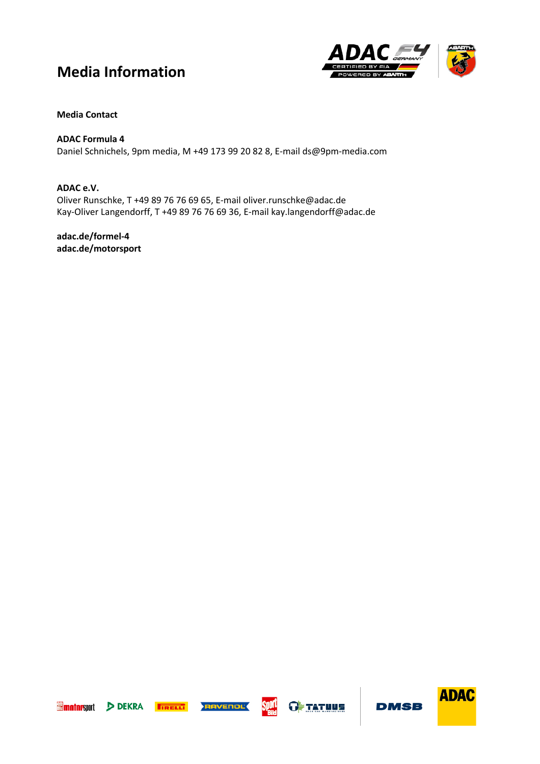# Media Information

**Media Contact**

**ADAC Formula 4**
Daniel Schnichels, 9pm media, M +49 173 99 20 82 8, E-mail ds@9pm-media.com

**ADAC e.V.**
Oliver Runschke, T +49 89 76 76 69 65, E-mail oliver.runschke@adac.de
Kay-Oliver Langendorff, T +49 89 76 76 69 36, E-mail kay.langendorff@adac.de

**adac.de/formel-4**
**adac.de/motorsport**